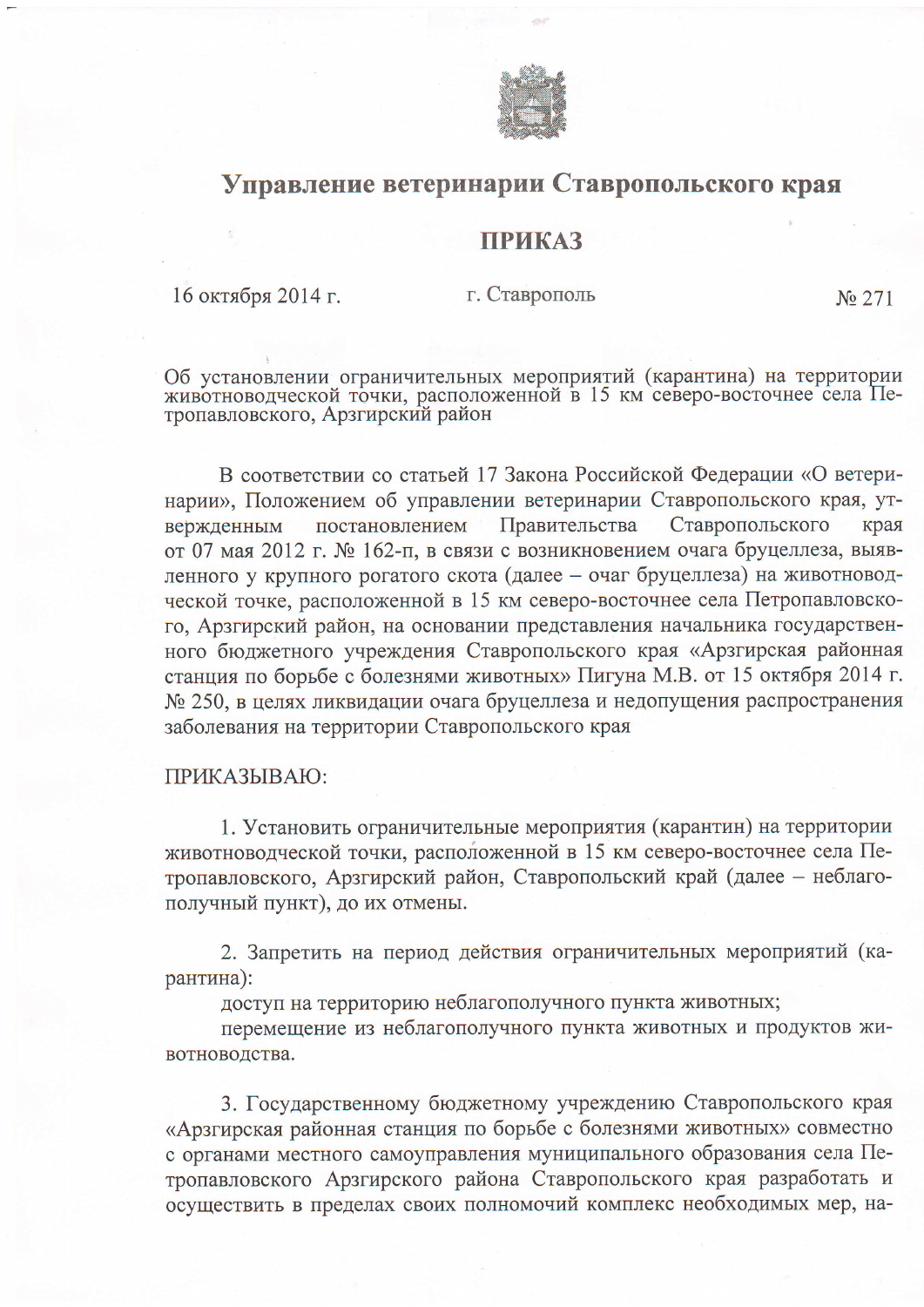# Управление ветеринарии Ставропольского края

## ПРИКАЗ

16 октября 2014 г. г. Ставрополь № 271

Об установлении ограничительных мероприятий (карантина) на территории животноводческой точки, расположенной в 15 км северо-восточнее села Петропавловского, Арзгирский район

В соответствии со статьей 17 Закона Российской Федерации «О ветеринарии», Положением об управлении ветеринарии Ставропольского края, утвержденным постановлением Правительства Ставропольского края от 07 мая 2012 г. № 162-п, в связи с возникновением очага бруцеллеза, выявленного у крупного рогатого скота (далее – очаг бруцеллеза) на животноводческой точке, расположенной в 15 км северо-восточнее села Петропавловского, Арзгирский район, на основании представления начальника государственного бюджетного учреждения Ставропольского края «Арзгирская районная станция по борьбе с болезнями животных» Пигуна М.В. от 15 октября 2014 г. № 250, в целях ликвидации очага бруцеллеза и недопущения распространения заболевания на территории Ставропольского края

ПРИКАЗЫВАЮ:

1. Установить ограничительные мероприятия (карантин) на территории животноводческой точки, расположенной в 15 км северо-восточнее села Петропавловского, Арзгирский район, Ставропольский край (далее – неблагополучный пункт), до их отмены.

2. Запретить на период действия ограничительных мероприятий (карантина):
доступ на территорию неблагополучного пункта животных;
перемещение из неблагополучного пункта животных и продуктов животноводства.

3. Государственному бюджетному учреждению Ставропольского края «Арзгирская районная станция по борьбе с болезнями животных» совместно с органами местного самоуправления муниципального образования села Петропавловского Арзгирского района Ставропольского края разработать и осуществить в пределах своих полномочий комплекс необходимых мер, на-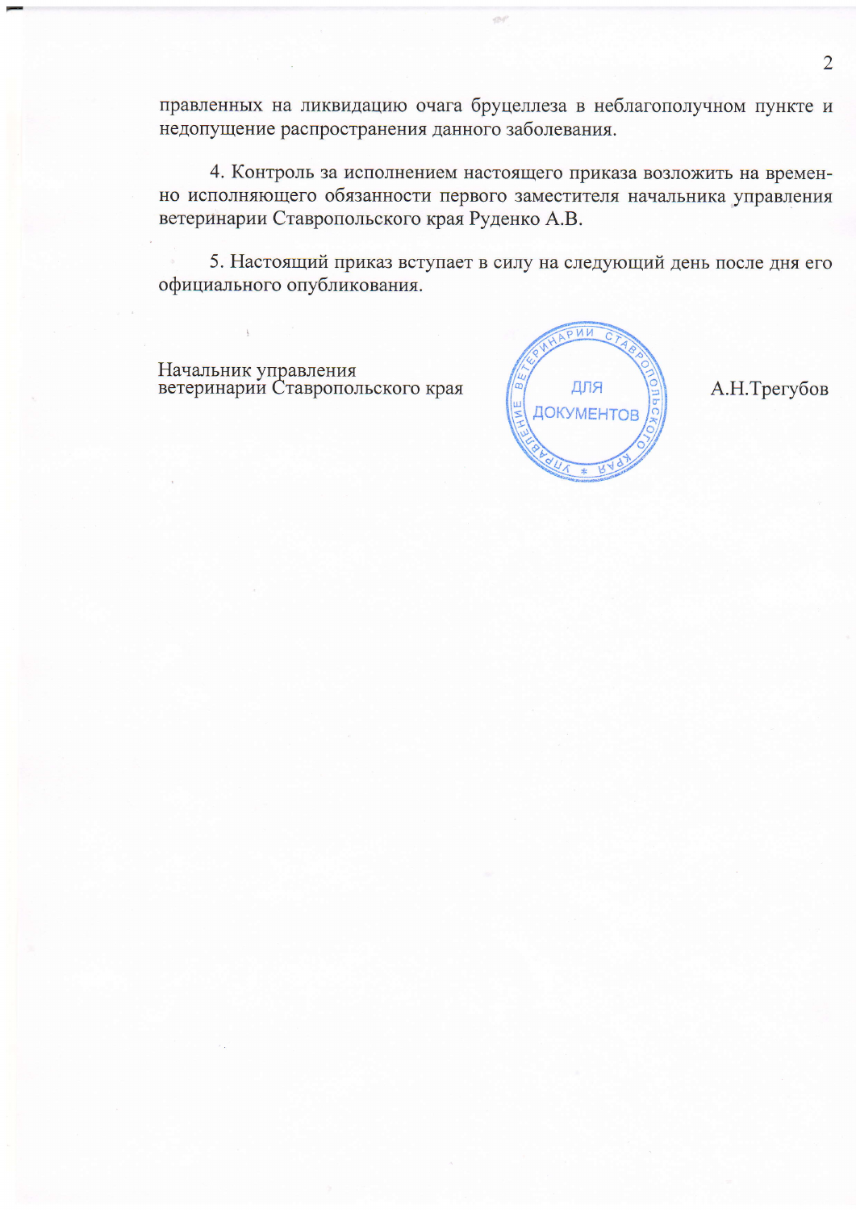правленных на ликвидацию очага бруцеллеза в неблагополучном пункте и недопущение распространения данного заболевания.

4. Контроль за исполнением настоящего приказа возложить на временно исполняющего обязанности первого заместителя начальника управления ветеринарии Ставропольского края Руденко А.В.

5. Настоящий приказ вступает в силу на следующий день после дня его официального опубликования.

Начальник управления
ветеринарии Ставропольского края

УПРАВЛЕНИЕ ВЕТЕРИНАРИИ СТАВРОПОЛЬСКОГО КРАЯ * ДЛЯ ДОКУМЕНТОВ

А.Н.Трегубов